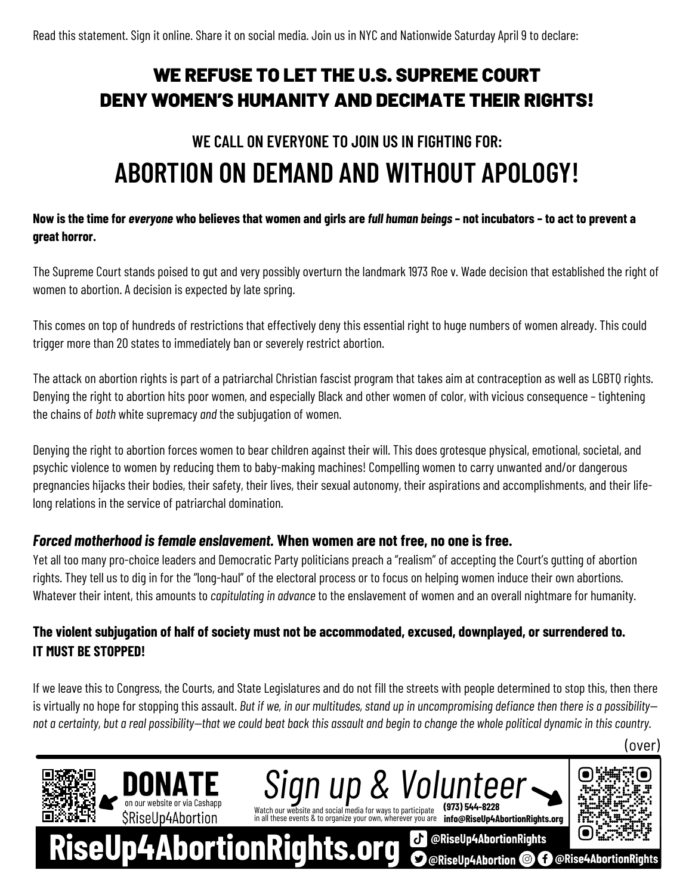Read this statement. Sign it online. Share it on social media. Join us in NYC and Nationwide Saturday April 9 to declare:

# WE REFUSE TO LET THE U.S. SUPREME COURT DENY WOMEN'S HUMANITY AND DECIMATE THEIR RIGHTS!

## WE CALL ON EVERYONE TO JOIN US IN FIGHTING FOR:

# ABORTION ON DEMAND AND WITHOUT APOLOGY!

**Now is the time for *everyone* who believes that women and girls are *full human beings* – not incubators – to act to prevent a great horror.**

The Supreme Court stands poised to gut and very possibly overturn the landmark 1973 Roe v. Wade decision that established the right of women to abortion. A decision is expected by late spring.

This comes on top of hundreds of restrictions that effectively deny this essential right to huge numbers of women already. This could trigger more than 20 states to immediately ban or severely restrict abortion.

The attack on abortion rights is part of a patriarchal Christian fascist program that takes aim at contraception as well as LGBTQ rights. Denying the right to abortion hits poor women, and especially Black and other women of color, with vicious consequence – tightening the chains of *both* white supremacy *and* the subjugation of women.

Denying the right to abortion forces women to bear children against their will. This does grotesque physical, emotional, societal, and psychic violence to women by reducing them to baby-making machines! Compelling women to carry unwanted and/or dangerous pregnancies hijacks their bodies, their safety, their lives, their sexual autonomy, their aspirations and accomplishments, and their life-long relations in the service of patriarchal domination.

### *Forced motherhood is female enslavement.* When women are not free, no one is free.

Yet all too many pro-choice leaders and Democratic Party politicians preach a "realism" of accepting the Court's gutting of abortion rights. They tell us to dig in for the "long-haul" of the electoral process or to focus on helping women induce their own abortions. Whatever their intent, this amounts to *capitulating in advance* to the enslavement of women and an overall nightmare for humanity.

**The violent subjugation of half of society must not be accommodated, excused, downplayed, or surrendered to. IT MUST BE STOPPED!**

If we leave this to Congress, the Courts, and State Legislatures and do not fill the streets with people determined to stop this, then there is virtually no hope for stopping this assault. *But if we, in our multitudes, stand up in uncompromising defiance then there is a possibility—not a certainty, but a real possibility—that we could beat back this assault and begin to change the whole political dynamic in this country.*

(over)

**DONATE** on our website or via Cashapp $RiseUp4Abortion

*Sign up & Volunteer*

Watch our website and social media for ways to participate in all these events & to organize your own, wherever you are

**(973) 544-8228**
**info@RiseUp4AbortionRights.org**

**RiseUp4AbortionRights.org**

@RiseUp4AbortionRights
@RiseUp4Abortion
@Rise4AbortionRights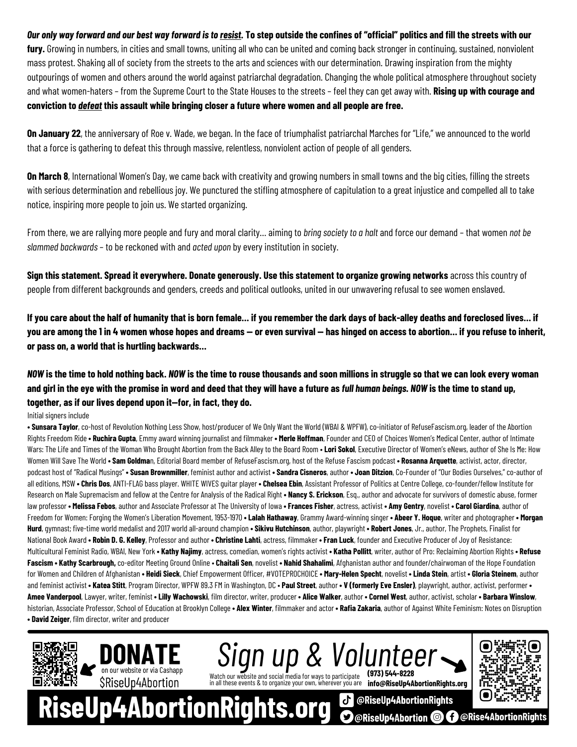***Our only way forward and our best way forward is to <u>resist</u>*. To step outside the confines of "official" politics and fill the streets with our fury.** Growing in numbers, in cities and small towns, uniting all who can be united and coming back stronger in continuing, sustained, nonviolent mass protest. Shaking all of society from the streets to the arts and sciences with our determination. Drawing inspiration from the mighty outpourings of women and others around the world against patriarchal degradation. Changing the whole political atmosphere throughout society and what women-haters – from the Supreme Court to the State Houses to the streets – feel they can get away with. **Rising up with courage and conviction to *defeat* this assault while bringing closer a future where women and all people are free.**

**On January 22**, the anniversary of Roe v. Wade, we began. In the face of triumphalist patriarchal Marches for "Life," we announced to the world that a force is gathering to defeat this through massive, relentless, nonviolent action of people of all genders.

**On March 8**, International Women's Day, we came back with creativity and growing numbers in small towns and the big cities, filling the streets with serious determination and rebellious joy. We punctured the stifling atmosphere of capitulation to a great injustice and compelled all to take notice, inspiring more people to join us. We started organizing.

From there, we are rallying more people and fury and moral clarity… aiming to *bring society to a halt* and force our demand – that women *not be slammed backwards* – to be reckoned with and *acted upon* by every institution in society.

**Sign this statement. Spread it everywhere. Donate generously. Use this statement to organize growing networks** across this country of people from different backgrounds and genders, creeds and political outlooks, united in our unwavering refusal to see women enslaved.

**If you care about the half of humanity that is born female… if you remember the dark days of back-alley deaths and foreclosed lives… if you are among the 1 in 4 women whose hopes and dreams — or even survival — has hinged on access to abortion… if you refuse to inherit, or pass on, a world that is hurtling backwards…**

***NOW* is the time to hold nothing back. *NOW* is the time to rouse thousands and soon millions in struggle so that we can look every woman and girl in the eye with the promise in word and deed that they will have a future as *full human beings*. *NOW* is the time to stand up, together, as if our lives depend upon it—for, in fact, they do.**

Initial signers include

• **Sunsara Taylor**, co-host of Revolution Nothing Less Show, host/producer of We Only Want the World (WBAI & WPFW), co-initiator of RefuseFascism.org, leader of the Abortion Rights Freedom Ride • **Ruchira Gupta**, Emmy award winning journalist and filmmaker • **Merle Hoffman**, Founder and CEO of Choices Women's Medical Center, author of Intimate Wars: The Life and Times of the Woman Who Brought Abortion from the Back Alley to the Board Room • **Lori Sokol**, Executive Director of Women's eNews, author of She Is Me: How Women Will Save The World • **Sam Goldma**n, Editorial Board member of RefuseFascism.org, host of the Refuse Fascism podcast • **Rosanna Arquette**, activist, actor, director, podcast host of "Radical Musings" • **Susan Brownmiller**, feminist author and activist • **Sandra Cisneros**, author • **Joan Ditzion**, Co-Founder of "Our Bodies Ourselves," co-author of all editions, MSW • **Chris Dos**, ANTI-FLAG bass player. WHITE WIVES guitar player • **Chelsea Ebin**, Assistant Professor of Politics at Centre College, co-founder/fellow Institute for Research on Male Supremacism and fellow at the Centre for Analysis of the Radical Right • **Nancy S. Erickson**, Esq., author and advocate for survivors of domestic abuse, former law professor • **Melissa Febos**, author and Associate Professor at The University of Iowa • **Frances Fisher**, actress, activist • **Amy Gentry**, novelist • **Carol Giardina**, author of Freedom for Women: Forging the Women's Liberation Movement, 1953-1970 • **Lalah Hathaway**, Grammy Award-winning singer • **Abeer Y. Hoque**, writer and photographer • **Morgan Hurd**, gymnast; five-time world medalist and 2017 world all-around champion • **Sikivu Hutchinson**, author, playwright • **Robert Jones**, Jr., author, The Prophets, Finalist for National Book Award • **Robin D. G. Kelley**, Professor and author • **Christine Lahti**, actress, filmmaker • **Fran Luck**, founder and Executive Producer of Joy of Resistance: Multicultural Feminist Radio, WBAI, New York • **Kathy Najimy**, actress, comedian, women's rights activist • **Katha Pollitt**, writer, author of Pro: Reclaiming Abortion Rights • **Refuse Fascism** • **Kathy Scarbrough,** co-editor Meeting Ground Online • **Chaitali Sen**, novelist • **Nahid Shahalimi**, Afghanistan author and founder/chairwoman of the Hope Foundation for Women and Children of Afghanistan • **Heidi Sieck**, Chief Empowerment Officer, #VOTEPROCHOICE • **Mary-Helen Specht**, novelist • **Linda Stein**, artist • **Gloria Steinem**, author and feminist activist • **Katea Stitt**, Program Director, WPFW 89.3 FM in Washington, DC • **Paul Street**, author • **V (formerly Eve Ensler)**, playwright, author, activist, performer • **Amee Vanderpool**, Lawyer, writer, feminist • **Lilly Wachowski**, film director, writer, producer • **Alice Walker**, author • **Cornel West**, author, activist, scholar • **Barbara Winslow**, historian, Associate Professor, School of Education at Brooklyn College • **Alex Winter**, filmmaker and actor • **Rafia Zakaria**, author of Against White Feminism: Notes on Disruption • **David Zeiger**, film director, writer and producer

**DONATE** on our website or via Cashapp $RiseUp4Abortion

*Sign up & Volunteer*

Watch our website and social media for ways to participate in all these events & to organize your own, wherever you are

**(973) 544-8228**
**info@RiseUp4AbortionRights.org**

**RiseUp4AbortionRights.org**

**@RiseUp4AbortionRights**
**@RiseUp4Abortion** **@Rise4AbortionRights**